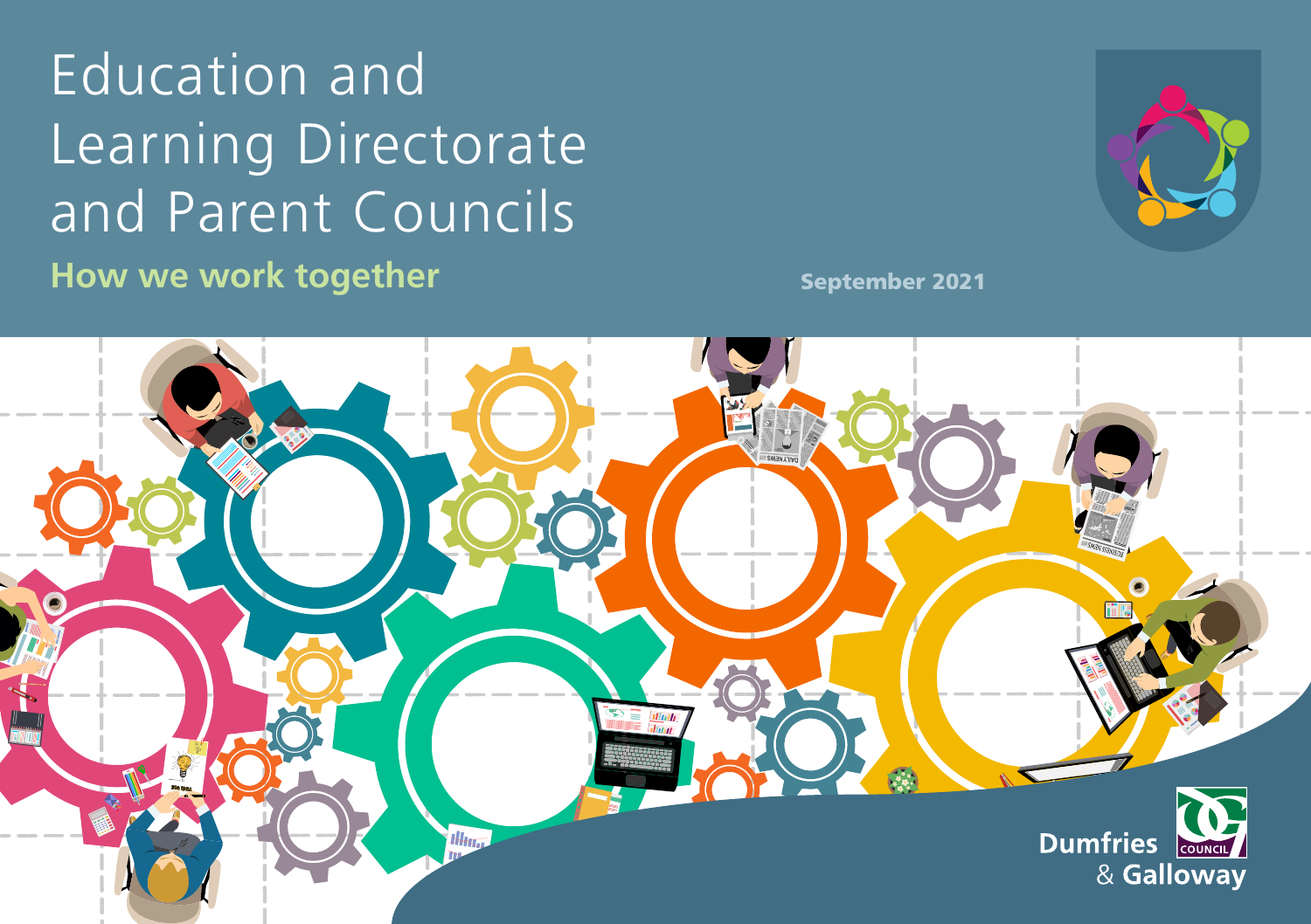# Education and Learning Directorate and Parent Councils

## How we work together

September 2021

Dumfries & Galloway COUNCIL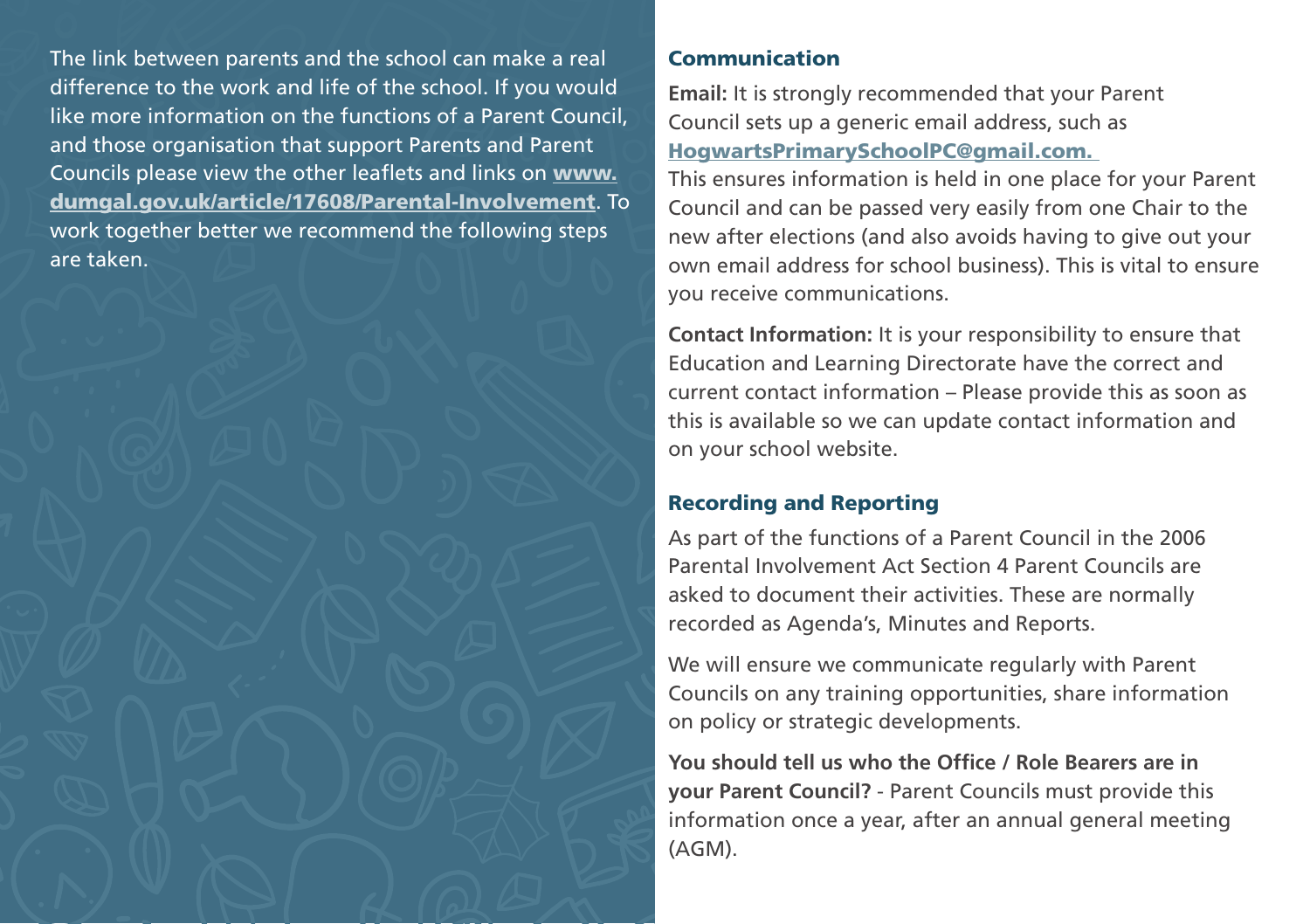The link between parents and the school can make a real difference to the work and life of the school. If you would like more information on the functions of a Parent Council, and those organisation that support Parents and Parent Councils please view the other leaflets and links on **www.dumgal.gov.uk/article/17608/Parental-Involvement**. To work together better we recommend the following steps are taken.

## Communication

**Email:** It is strongly recommended that your Parent Council sets up a generic email address, such as **HogwartsPrimarySchoolPC@gmail.com.** This ensures information is held in one place for your Parent Council and can be passed very easily from one Chair to the new after elections (and also avoids having to give out your own email address for school business). This is vital to ensure you receive communications.

**Contact Information:** It is your responsibility to ensure that Education and Learning Directorate have the correct and current contact information – Please provide this as soon as this is available so we can update contact information and on your school website.

## Recording and Reporting

As part of the functions of a Parent Council in the 2006 Parental Involvement Act Section 4 Parent Councils are asked to document their activities. These are normally recorded as Agenda's, Minutes and Reports.

We will ensure we communicate regularly with Parent Councils on any training opportunities, share information on policy or strategic developments.

**You should tell us who the Office / Role Bearers are in your Parent Council?** - Parent Councils must provide this information once a year, after an annual general meeting (AGM).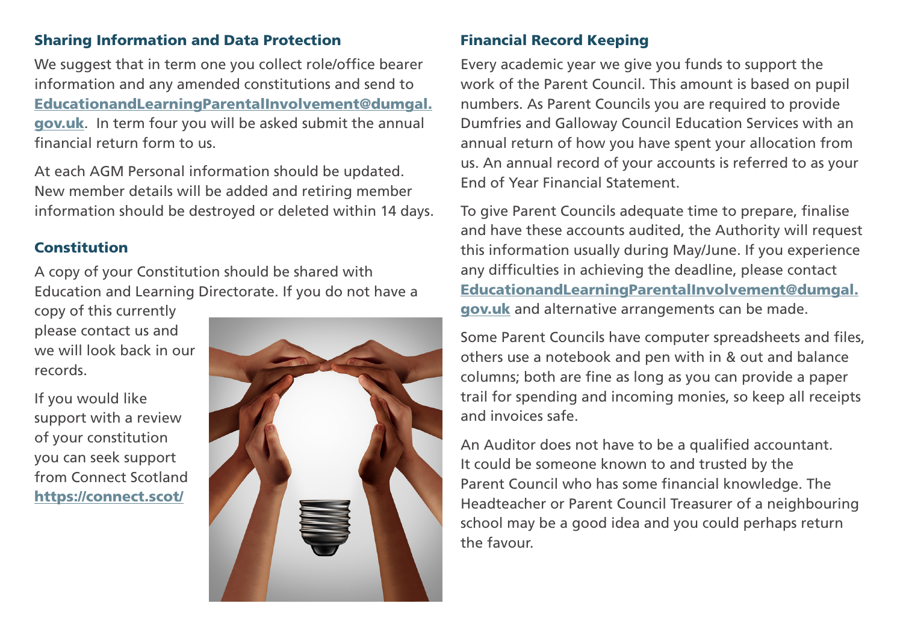## Sharing Information and Data Protection

We suggest that in term one you collect role/office bearer information and any amended constitutions and send to **EducationandLearningParentalInvolvement@dumgal.gov.uk**. In term four you will be asked submit the annual financial return form to us.

At each AGM Personal information should be updated. New member details will be added and retiring member information should be destroyed or deleted within 14 days.

## Constitution

A copy of your Constitution should be shared with Education and Learning Directorate. If you do not have a copy of this currently please contact us and we will look back in our records.

If you would like support with a review of your constitution you can seek support from Connect Scotland **https://connect.scot/**

## Financial Record Keeping

Every academic year we give you funds to support the work of the Parent Council. This amount is based on pupil numbers. As Parent Councils you are required to provide Dumfries and Galloway Council Education Services with an annual return of how you have spent your allocation from us. An annual record of your accounts is referred to as your End of Year Financial Statement.

To give Parent Councils adequate time to prepare, finalise and have these accounts audited, the Authority will request this information usually during May/June. If you experience any difficulties in achieving the deadline, please contact **EducationandLearningParentalInvolvement@dumgal.gov.uk** and alternative arrangements can be made.

Some Parent Councils have computer spreadsheets and files, others use a notebook and pen with in & out and balance columns; both are fine as long as you can provide a paper trail for spending and incoming monies, so keep all receipts and invoices safe.

An Auditor does not have to be a qualified accountant. It could be someone known to and trusted by the Parent Council who has some financial knowledge. The Headteacher or Parent Council Treasurer of a neighbouring school may be a good idea and you could perhaps return the favour.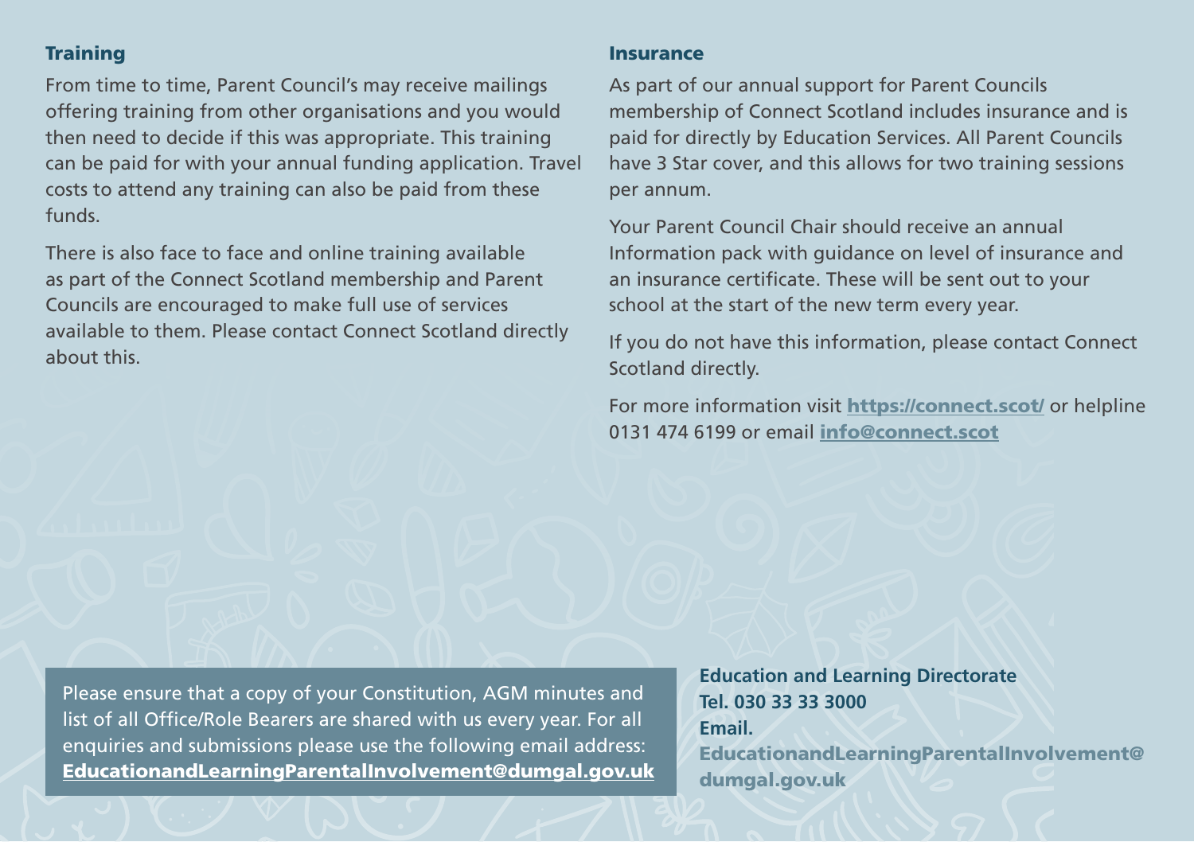## Training

From time to time, Parent Council's may receive mailings offering training from other organisations and you would then need to decide if this was appropriate. This training can be paid for with your annual funding application. Travel costs to attend any training can also be paid from these funds.

There is also face to face and online training available as part of the Connect Scotland membership and Parent Councils are encouraged to make full use of services available to them. Please contact Connect Scotland directly about this.

## Insurance

As part of our annual support for Parent Councils membership of Connect Scotland includes insurance and is paid for directly by Education Services. All Parent Councils have 3 Star cover, and this allows for two training sessions per annum.

Your Parent Council Chair should receive an annual Information pack with guidance on level of insurance and an insurance certificate. These will be sent out to your school at the start of the new term every year.

If you do not have this information, please contact Connect Scotland directly.

For more information visit **https://connect.scot/** or helpline 0131 474 6199 or email **info@connect.scot**

Please ensure that a copy of your Constitution, AGM minutes and list of all Office/Role Bearers are shared with us every year. For all enquiries and submissions please use the following email address: **EducationandLearningParentalInvolvement@dumgal.gov.uk**

**Education and Learning Directorate**
**Tel. 030 33 33 3000**
**Email.**
**EducationandLearningParentalInvolvement@dumgal.gov.uk**